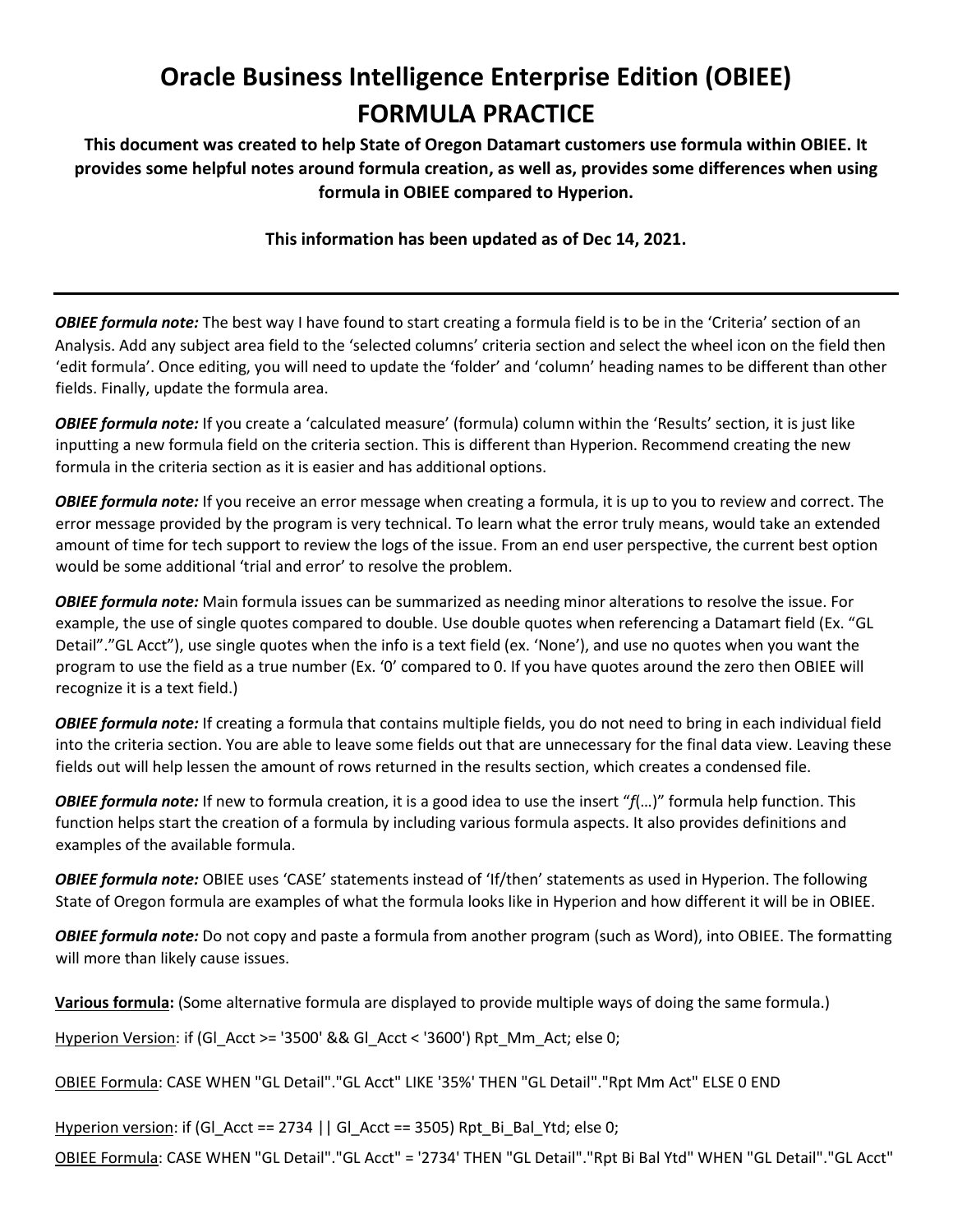# Oracle Business Intelligence Enterprise Edition (OBIEE) FORMULA PRACTICE

**This document was created to help State of Oregon Datamart customers use formula within OBIEE. It provides some helpful notes around formula creation, as well as, provides some differences when using formula in OBIEE compared to Hyperion.**

**This information has been updated as of Dec 14, 2021.**

---

***OBIEE formula note:*** The best way I have found to start creating a formula field is to be in the 'Criteria' section of an Analysis. Add any subject area field to the 'selected columns' criteria section and select the wheel icon on the field then 'edit formula'. Once editing, you will need to update the 'folder' and 'column' heading names to be different than other fields. Finally, update the formula area.

***OBIEE formula note:*** If you create a 'calculated measure' (formula) column within the 'Results' section, it is just like inputting a new formula field on the criteria section. This is different than Hyperion. Recommend creating the new formula in the criteria section as it is easier and has additional options.

***OBIEE formula note:*** If you receive an error message when creating a formula, it is up to you to review and correct. The error message provided by the program is very technical. To learn what the error truly means, would take an extended amount of time for tech support to review the logs of the issue. From an end user perspective, the current best option would be some additional 'trial and error' to resolve the problem.

***OBIEE formula note:*** Main formula issues can be summarized as needing minor alterations to resolve the issue. For example, the use of single quotes compared to double. Use double quotes when referencing a Datamart field (Ex. "GL Detail"."GL Acct"), use single quotes when the info is a text field (ex. 'None'), and use no quotes when you want the program to use the field as a true number (Ex. '0' compared to 0. If you have quotes around the zero then OBIEE will recognize it is a text field.)

***OBIEE formula note:*** If creating a formula that contains multiple fields, you do not need to bring in each individual field into the criteria section. You are able to leave some fields out that are unnecessary for the final data view. Leaving these fields out will help lessen the amount of rows returned in the results section, which creates a condensed file.

***OBIEE formula note:*** If new to formula creation, it is a good idea to use the insert "*f*(…)" formula help function. This function helps start the creation of a formula by including various formula aspects. It also provides definitions and examples of the available formula.

***OBIEE formula note:*** OBIEE uses 'CASE' statements instead of 'If/then' statements as used in Hyperion. The following State of Oregon formula are examples of what the formula looks like in Hyperion and how different it will be in OBIEE.

***OBIEE formula note:*** Do not copy and paste a formula from another program (such as Word), into OBIEE. The formatting will more than likely cause issues.

**Various formula:** (Some alternative formula are displayed to provide multiple ways of doing the same formula.)

Hyperion Version: if (Gl_Acct >= '3500' && Gl_Acct < '3600') Rpt_Mm_Act; else 0;

OBIEE Formula: CASE WHEN "GL Detail"."GL Acct" LIKE '35%' THEN "GL Detail"."Rpt Mm Act" ELSE 0 END

Hyperion version: if (Gl_Acct == 2734 || Gl_Acct == 3505) Rpt_Bi_Bal_Ytd; else 0;

OBIEE Formula: CASE WHEN "GL Detail"."GL Acct" = '2734' THEN "GL Detail"."Rpt Bi Bal Ytd" WHEN "GL Detail"."GL Acct"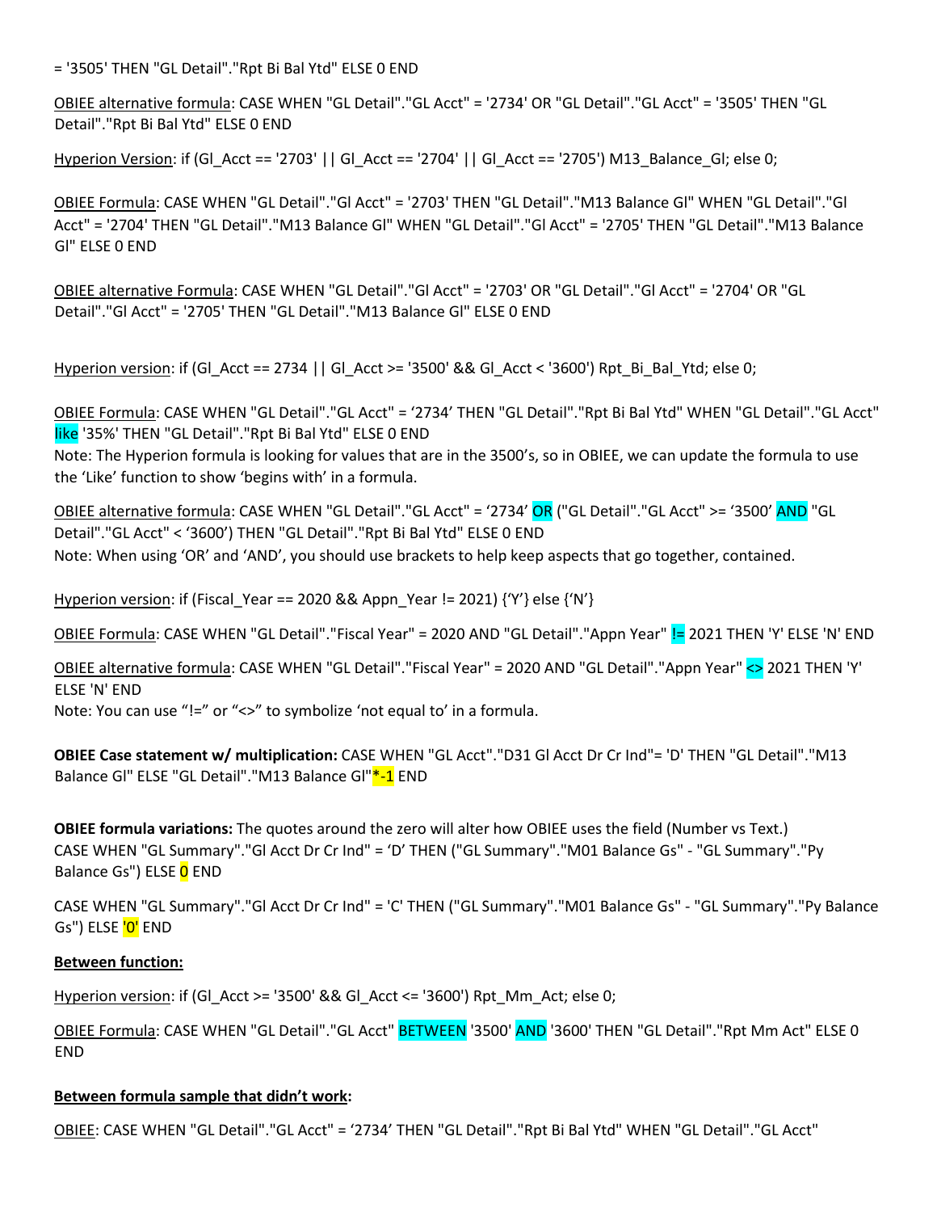= '3505' THEN "GL Detail"."Rpt Bi Bal Ytd" ELSE 0 END

<u>OBIEE alternative formula</u>: CASE WHEN "GL Detail"."GL Acct" = '2734' OR "GL Detail"."GL Acct" = '3505' THEN "GL Detail"."Rpt Bi Bal Ytd" ELSE 0 END

<u>Hyperion Version</u>: if (Gl_Acct == '2703' || Gl_Acct == '2704' || Gl_Acct == '2705') M13_Balance_Gl; else 0;

<u>OBIEE Formula</u>: CASE WHEN "GL Detail"."Gl Acct" = '2703' THEN "GL Detail"."M13 Balance Gl" WHEN "GL Detail"."Gl Acct" = '2704' THEN "GL Detail"."M13 Balance Gl" WHEN "GL Detail"."Gl Acct" = '2705' THEN "GL Detail"."M13 Balance Gl" ELSE 0 END

<u>OBIEE alternative Formula</u>: CASE WHEN "GL Detail"."Gl Acct" = '2703' OR "GL Detail"."Gl Acct" = '2704' OR "GL Detail"."Gl Acct" = '2705' THEN "GL Detail"."M13 Balance Gl" ELSE 0 END

<u>Hyperion version</u>: if (Gl_Acct == 2734 || Gl_Acct >= '3500' && Gl_Acct < '3600') Rpt_Bi_Bal_Ytd; else 0;

<u>OBIEE Formula</u>: CASE WHEN "GL Detail"."GL Acct" = '2734' THEN "GL Detail"."Rpt Bi Bal Ytd" WHEN "GL Detail"."GL Acct" like '35%' THEN "GL Detail"."Rpt Bi Bal Ytd" ELSE 0 END
Note: The Hyperion formula is looking for values that are in the 3500's, so in OBIEE, we can update the formula to use the 'Like' function to show 'begins with' in a formula.

<u>OBIEE alternative formula</u>: CASE WHEN "GL Detail"."GL Acct" = '2734' OR ("GL Detail"."GL Acct" >= '3500' AND "GL Detail"."GL Acct" < '3600') THEN "GL Detail"."Rpt Bi Bal Ytd" ELSE 0 END
Note: When using 'OR' and 'AND', you should use brackets to help keep aspects that go together, contained.

<u>Hyperion version</u>: if (Fiscal_Year == 2020 && Appn_Year != 2021) {'Y'} else {'N'}

<u>OBIEE Formula</u>: CASE WHEN "GL Detail"."Fiscal Year" = 2020 AND "GL Detail"."Appn Year" != 2021 THEN 'Y' ELSE 'N' END

<u>OBIEE alternative formula</u>: CASE WHEN "GL Detail"."Fiscal Year" = 2020 AND "GL Detail"."Appn Year" <> 2021 THEN 'Y' ELSE 'N' END
Note: You can use "!=" or "<>" to symbolize 'not equal to' in a formula.

**OBIEE Case statement w/ multiplication:** CASE WHEN "GL Acct"."D31 Gl Acct Dr Cr Ind"= 'D' THEN "GL Detail"."M13 Balance Gl" ELSE "GL Detail"."M13 Balance Gl"*-1 END

**OBIEE formula variations:** The quotes around the zero will alter how OBIEE uses the field (Number vs Text.)
CASE WHEN "GL Summary"."Gl Acct Dr Cr Ind" = 'D' THEN ("GL Summary"."M01 Balance Gs" - "GL Summary"."Py Balance Gs") ELSE 0 END

CASE WHEN "GL Summary"."Gl Acct Dr Cr Ind" = 'C' THEN ("GL Summary"."M01 Balance Gs" - "GL Summary"."Py Balance Gs") ELSE '0' END

**<u>Between function:</u>**

<u>Hyperion version</u>: if (Gl_Acct >= '3500' && Gl_Acct <= '3600') Rpt_Mm_Act; else 0;

<u>OBIEE Formula</u>: CASE WHEN "GL Detail"."GL Acct" BETWEEN '3500' AND '3600' THEN "GL Detail"."Rpt Mm Act" ELSE 0 END

**<u>Between formula sample that didn't work</u>:**

<u>OBIEE</u>: CASE WHEN "GL Detail"."GL Acct" = '2734' THEN "GL Detail"."Rpt Bi Bal Ytd" WHEN "GL Detail"."GL Acct"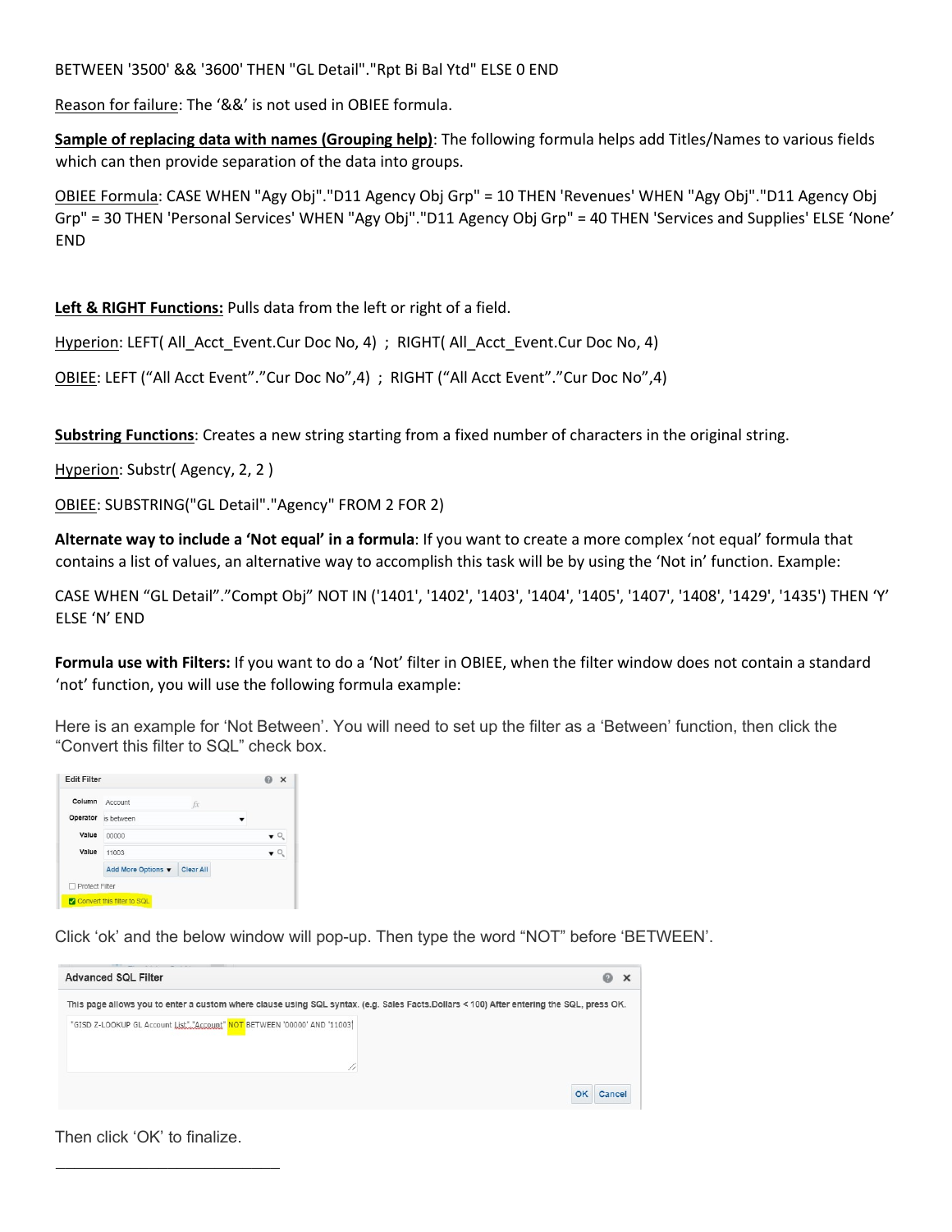BETWEEN '3500' && '3600' THEN "GL Detail"."Rpt Bi Bal Ytd" ELSE 0 END

Reason for failure: The ‘&&’ is not used in OBIEE formula.

**Sample of replacing data with names (Grouping help)**: The following formula helps add Titles/Names to various fields which can then provide separation of the data into groups.

OBIEE Formula: CASE WHEN "Agy Obj"."D11 Agency Obj Grp" = 10 THEN 'Revenues' WHEN "Agy Obj"."D11 Agency Obj Grp" = 30 THEN 'Personal Services' WHEN "Agy Obj"."D11 Agency Obj Grp" = 40 THEN 'Services and Supplies' ELSE ‘None’ END

**Left & RIGHT Functions:** Pulls data from the left or right of a field.

Hyperion: LEFT( All_Acct_Event.Cur Doc No, 4) ; RIGHT( All_Acct_Event.Cur Doc No, 4)

OBIEE: LEFT (“All Acct Event”.”Cur Doc No”,4) ; RIGHT (“All Acct Event”.”Cur Doc No”,4)

**Substring Functions**: Creates a new string starting from a fixed number of characters in the original string.

Hyperion: Substr( Agency, 2, 2 )

OBIEE: SUBSTRING("GL Detail"."Agency" FROM 2 FOR 2)

**Alternate way to include a ‘Not equal’ in a formula**: If you want to create a more complex ‘not equal’ formula that contains a list of values, an alternative way to accomplish this task will be by using the ‘Not in’ function. Example:

CASE WHEN “GL Detail”.”Compt Obj” NOT IN ('1401', '1402', '1403', '1404', '1405', '1407', '1408', '1429', '1435') THEN ‘Y’ ELSE ‘N’ END

**Formula use with Filters:** If you want to do a ‘Not’ filter in OBIEE, when the filter window does not contain a standard ‘not’ function, you will use the following formula example:

Here is an example for ‘Not Between’. You will need to set up the filter as a ‘Between’ function, then click the “Convert this filter to SQL” check box.

Click ‘ok’ and the below window will pop-up. Then type the word “NOT” before ‘BETWEEN’.

Then click ‘OK’ to finalize.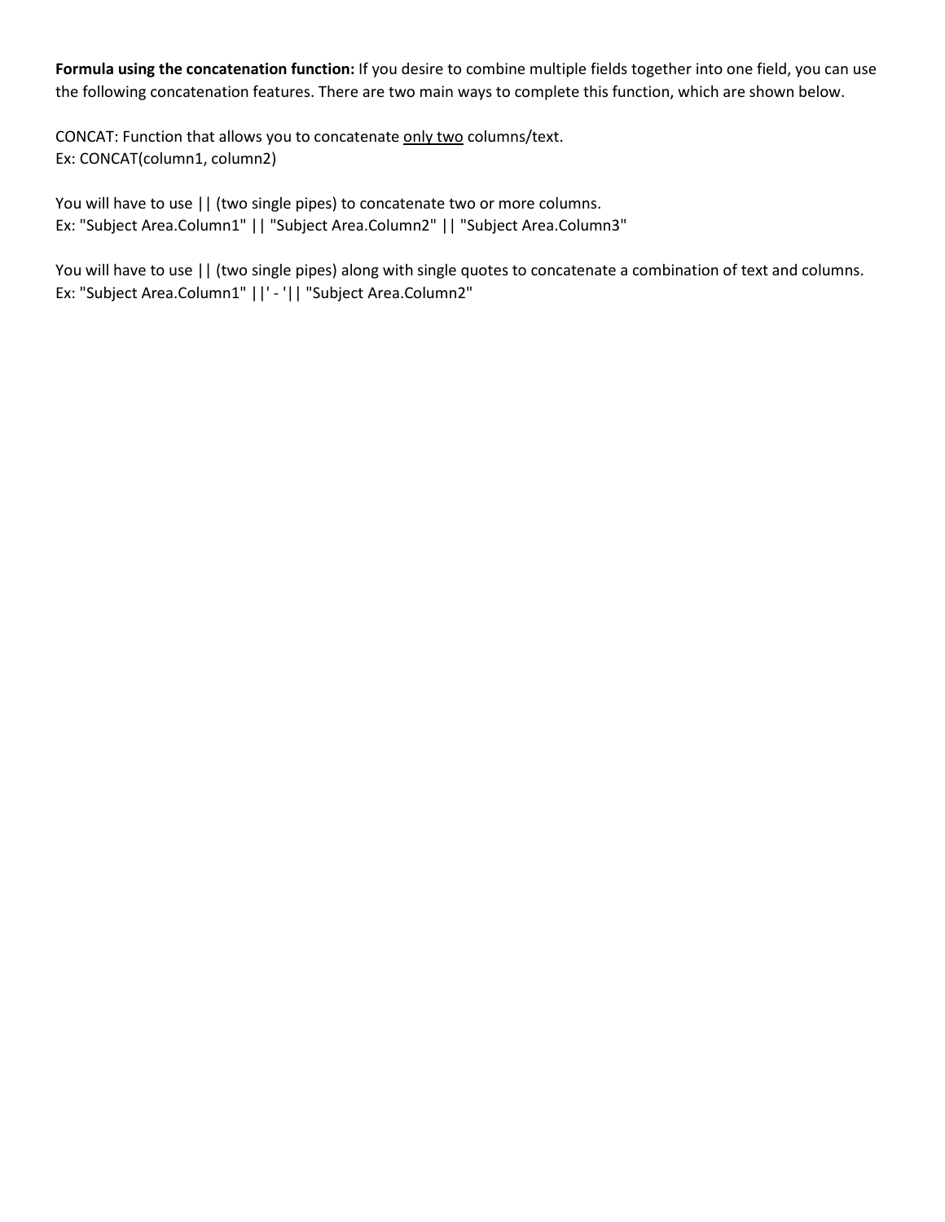**Formula using the concatenation function:** If you desire to combine multiple fields together into one field, you can use the following concatenation features. There are two main ways to complete this function, which are shown below.

CONCAT: Function that allows you to concatenate <u>only two</u> columns/text.
Ex: CONCAT(column1, column2)

You will have to use || (two single pipes) to concatenate two or more columns.
Ex: "Subject Area.Column1" || "Subject Area.Column2" || "Subject Area.Column3"

You will have to use || (two single pipes) along with single quotes to concatenate a combination of text and columns.
Ex: "Subject Area.Column1" ||' - '|| "Subject Area.Column2"